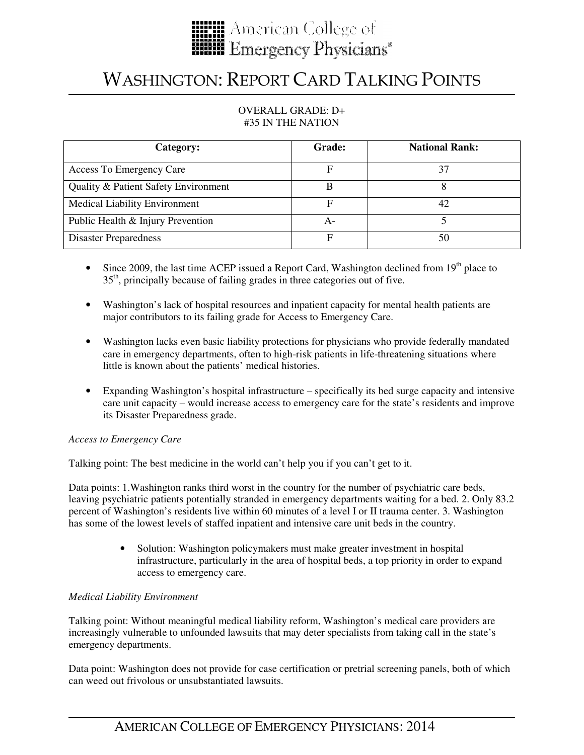American College of Emergency Physicians®

# WASHINGTON: REPORT CARD TALKING POINTS

OVERALL GRADE: D+
#35 IN THE NATION

| Category: | Grade: | National Rank: |
|---|---|---|
| Access To Emergency Care | F | 37 |
| Quality & Patient Safety Environment | B | 8 |
| Medical Liability Environment | F | 42 |
| Public Health & Injury Prevention | A- | 5 |
| Disaster Preparedness | F | 50 |

- Since 2009, the last time ACEP issued a Report Card, Washington declined from 19th place to 35th, principally because of failing grades in three categories out of five.
- Washington's lack of hospital resources and inpatient capacity for mental health patients are major contributors to its failing grade for Access to Emergency Care.
- Washington lacks even basic liability protections for physicians who provide federally mandated care in emergency departments, often to high-risk patients in life-threatening situations where little is known about the patients' medical histories.
- Expanding Washington's hospital infrastructure – specifically its bed surge capacity and intensive care unit capacity – would increase access to emergency care for the state's residents and improve its Disaster Preparedness grade.

*Access to Emergency Care*

Talking point: The best medicine in the world can't help you if you can't get to it.

Data points: 1.Washington ranks third worst in the country for the number of psychiatric care beds, leaving psychiatric patients potentially stranded in emergency departments waiting for a bed. 2. Only 83.2 percent of Washington's residents live within 60 minutes of a level I or II trauma center. 3. Washington has some of the lowest levels of staffed inpatient and intensive care unit beds in the country.

- Solution: Washington policymakers must make greater investment in hospital infrastructure, particularly in the area of hospital beds, a top priority in order to expand access to emergency care.

*Medical Liability Environment*

Talking point: Without meaningful medical liability reform, Washington's medical care providers are increasingly vulnerable to unfounded lawsuits that may deter specialists from taking call in the state's emergency departments.

Data point: Washington does not provide for case certification or pretrial screening panels, both of which can weed out frivolous or unsubstantiated lawsuits.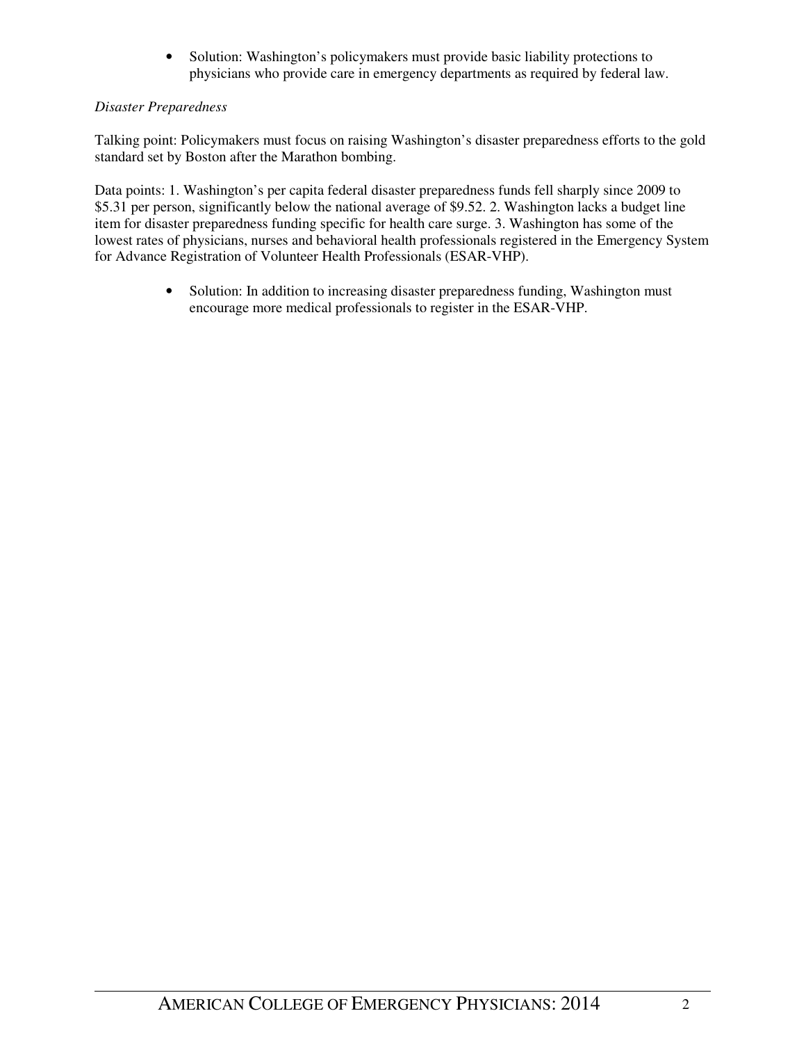- Solution: Washington's policymakers must provide basic liability protections to physicians who provide care in emergency departments as required by federal law.

*Disaster Preparedness*

Talking point: Policymakers must focus on raising Washington's disaster preparedness efforts to the gold standard set by Boston after the Marathon bombing.

Data points: 1. Washington's per capita federal disaster preparedness funds fell sharply since 2009 to $5.31 per person, significantly below the national average of $9.52. 2. Washington lacks a budget line item for disaster preparedness funding specific for health care surge. 3. Washington has some of the lowest rates of physicians, nurses and behavioral health professionals registered in the Emergency System for Advance Registration of Volunteer Health Professionals (ESAR-VHP).

- Solution: In addition to increasing disaster preparedness funding, Washington must encourage more medical professionals to register in the ESAR-VHP.